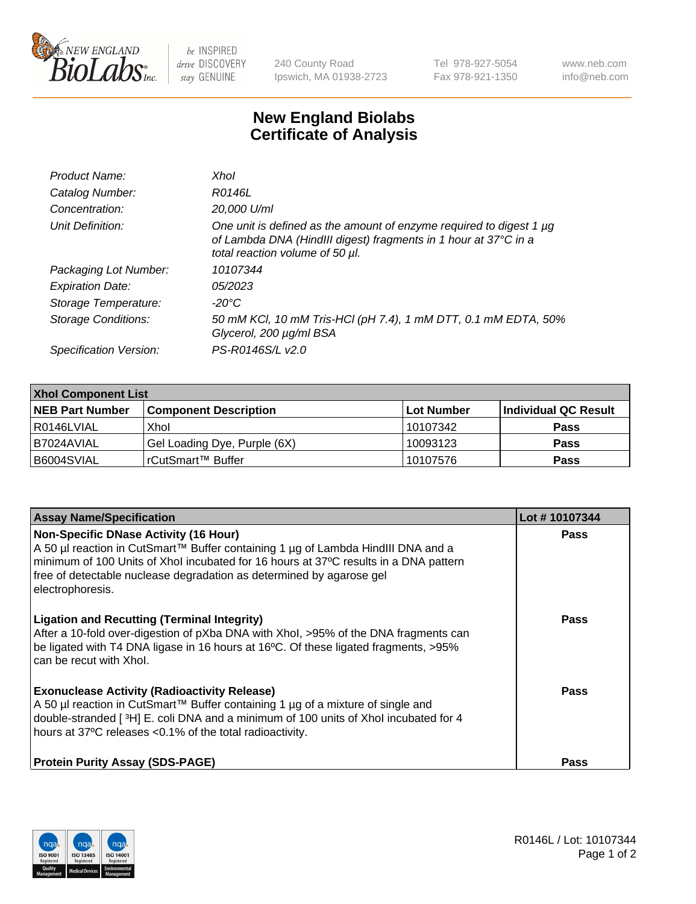New England BioLabs Inc. — be INSPIRED drive DISCOVERY stay GENUINE

240 County Road
Ipswich, MA 01938-2723

Tel 978-927-5054
Fax 978-921-1350

www.neb.com
info@neb.com

# New England Biolabs Certificate of Analysis

| | |
|---|---|
| *Product Name:* | *XhoI* |
| *Catalog Number:* | *R0146L* |
| *Concentration:* | *20,000 U/ml* |
| *Unit Definition:* | *One unit is defined as the amount of enzyme required to digest 1 µg of Lambda DNA (HindIII digest) fragments in 1 hour at 37°C in a total reaction volume of 50 µl.* |
| *Packaging Lot Number:* | *10107344* |
| *Expiration Date:* | *05/2023* |
| *Storage Temperature:* | *-20°C* |
| *Storage Conditions:* | *50 mM KCl, 10 mM Tris-HCl (pH 7.4), 1 mM DTT, 0.1 mM EDTA, 50% Glycerol, 200 µg/ml BSA* |
| *Specification Version:* | *PS-R0146S/L v2.0* |

| **XhoI Component List** | | | |
|---|---|---|---|
| **NEB Part Number** | **Component Description** | **Lot Number** | **Individual QC Result** |
| R0146LVIAL | XhoI | 10107342 | **Pass** |
| B7024AVIAL | Gel Loading Dye, Purple (6X) | 10093123 | **Pass** |
| B6004SVIAL | rCutSmart™ Buffer | 10107576 | **Pass** |

| **Assay Name/Specification** | **Lot # 10107344** |
|---|---|
| **Non-Specific DNase Activity (16 Hour)** A 50 µl reaction in CutSmart™ Buffer containing 1 µg of Lambda HindIII DNA and a minimum of 100 Units of XhoI incubated for 16 hours at 37ºC results in a DNA pattern free of detectable nuclease degradation as determined by agarose gel electrophoresis. | **Pass** |
| **Ligation and Recutting (Terminal Integrity)** After a 10-fold over-digestion of pXba DNA with XhoI, >95% of the DNA fragments can be ligated with T4 DNA ligase in 16 hours at 16ºC. Of these ligated fragments, >95% can be recut with XhoI. | **Pass** |
| **Exonuclease Activity (Radioactivity Release)** A 50 µl reaction in CutSmart™ Buffer containing 1 µg of a mixture of single and double-stranded [ $^{3}H$] E. coli DNA and a minimum of 100 units of XhoI incubated for 4 hours at 37ºC releases <0.1% of the total radioactivity. | **Pass** |
| **Protein Purity Assay (SDS-PAGE)** | **Pass** |

R0146L / Lot: 10107344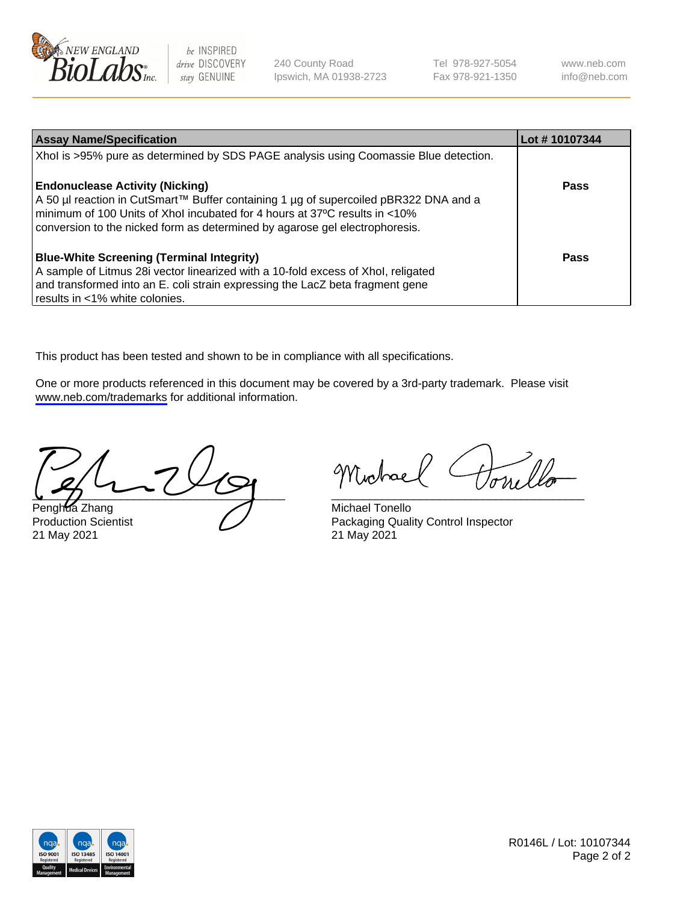| Assay Name/Specification | Lot # 10107344 |
|---|---|
| XhoI is >95% pure as determined by SDS PAGE analysis using Coomassie Blue detection. | |
| **Endonuclease Activity (Nicking)**<br>A 50 µl reaction in CutSmart™ Buffer containing 1 µg of supercoiled pBR322 DNA and a minimum of 100 Units of XhoI incubated for 4 hours at 37ºC results in <10% conversion to the nicked form as determined by agarose gel electrophoresis. | **Pass** |
| **Blue-White Screening (Terminal Integrity)**<br>A sample of Litmus 28i vector linearized with a 10-fold excess of XhoI, religated and transformed into an E. coli strain expressing the LacZ beta fragment gene results in <1% white colonies. | **Pass** |

This product has been tested and shown to be in compliance with all specifications.

One or more products referenced in this document may be covered by a 3rd-party trademark. Please visit www.neb.com/trademarks for additional information.

Penghua Zhang
Production Scientist
21 May 2021

Michael Tonello
Packaging Quality Control Inspector
21 May 2021

R0146L / Lot: 10107344